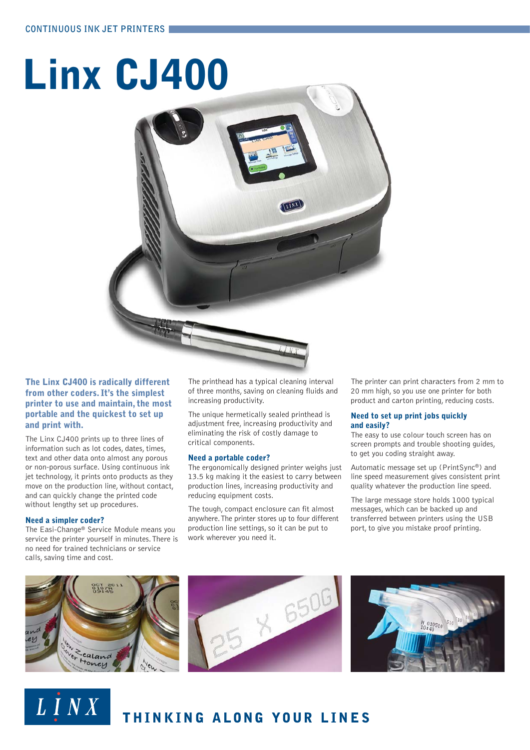CONTINUOUS INK JET PRINTERS

# Linx CJ400

**The Linx CJ400 is radically different from other coders. It's the simplest printer to use and maintain, the most portable and the quickest to set up and print with.**

The Linx CJ400 prints up to three lines of information such as lot codes, dates, times, text and other data onto almost any porous or non-porous surface. Using continuous ink jet technology, it prints onto products as they move on the production line, without contact, and can quickly change the printed code without lengthy set up procedures.

### Need a simpler coder?

The Easi-Change® Service Module means you service the printer yourself in minutes. There is no need for trained technicians or service calls, saving time and cost.

The printhead has a typical cleaning interval of three months, saving on cleaning fluids and increasing productivity.

The unique hermetically sealed printhead is adjustment free, increasing productivity and eliminating the risk of costly damage to critical components.

### Need a portable coder?

The ergonomically designed printer weighs just 13.5 kg making it the easiest to carry between production lines, increasing productivity and reducing equipment costs.

The tough, compact enclosure can fit almost anywhere. The printer stores up to four different production line settings, so it can be put to work wherever you need it.

The printer can print characters from 2 mm to 20 mm high, so you use one printer for both product and carton printing, reducing costs.

### Need to set up print jobs quickly and easily?

The easy to use colour touch screen has on screen prompts and trouble shooting guides, to get you coding straight away.

Automatic message set up (PrintSync®) and line speed measurement gives consistent print quality whatever the production line speed.

The large message store holds 1000 typical messages, which can be backed up and transferred between printers using the USB port, to give you mistake proof printing.

LINX

THINKING ALONG YOUR LINES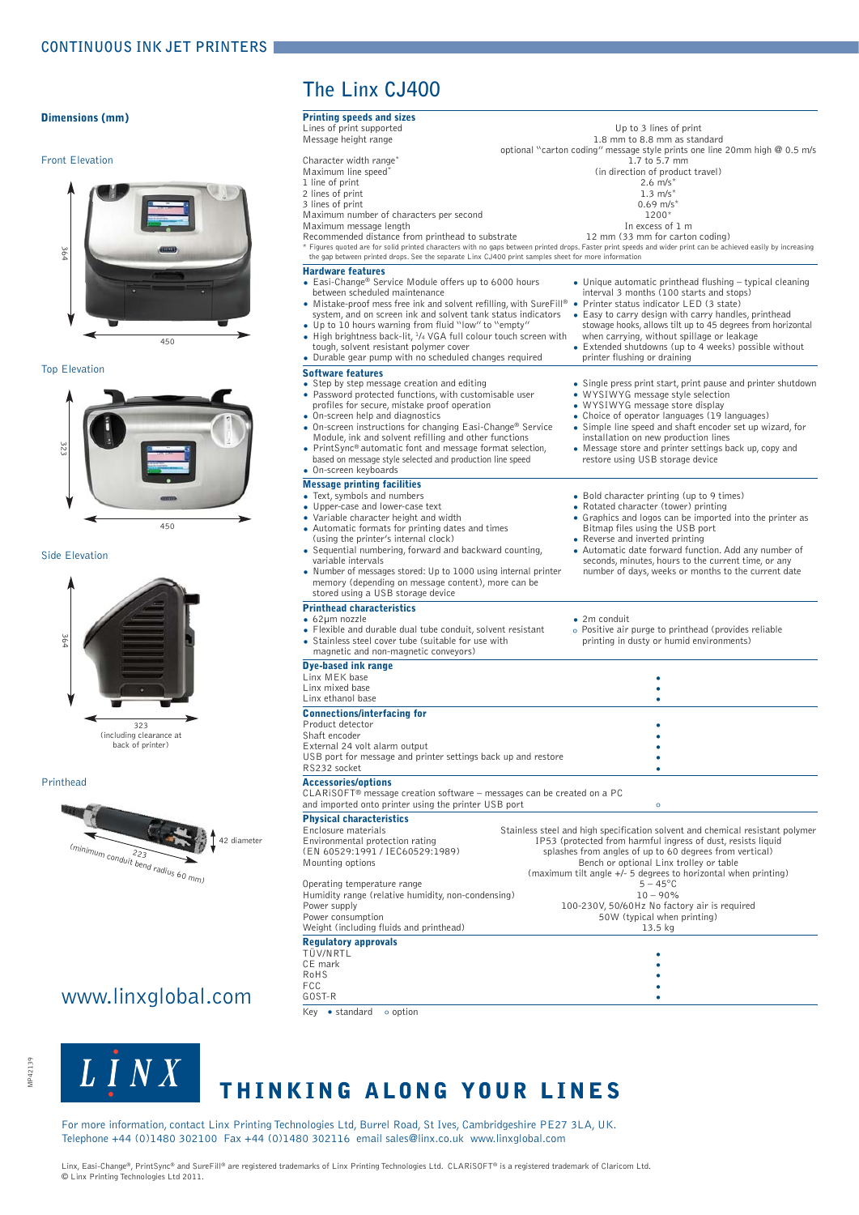## CONTINUOUS INK JET PRINTERS

### Dimensions (mm)

Front Elevation

364

450

Top Elevation

323

450

Side Elevation

364

323 (including clearance at back of printer)

Printhead

42 diameter

223

(minimum conduit bend radius 60 mm)

# The Linx CJ400

### Printing speeds and sizes

| | |
|---|---|
| Lines of print supported | Up to 3 lines of print |
| Message height range | 1.8 mm to 8.8 mm as standard<br>optional "carton coding" message style prints one line 20mm high @ 0.5 m/s |
| Character width range* | 1.7 to 5.7 mm |
| Maximum line speed* | (in direction of product travel) |
| 1 line of print | 2.6 m/s* |
| 2 lines of print | 1.3 m/s* |
| 3 lines of print | 0.69 m/s* |
| Maximum number of characters per second | 1200* |
| Maximum message length | In excess of 1 m |
| Recommended distance from printhead to substrate | 12 mm (33 mm for carton coding) |

\* Figures quoted are for solid printed characters with no gaps between printed drops. Faster print speeds and wider print can be achieved easily by increasing the gap between printed drops. See the separate Linx CJ400 print samples sheet for more information

### Hardware features

- Easi-Change® Service Module offers up to 6000 hours between scheduled maintenance
- Mistake-proof mess free ink and solvent refilling, with SureFill® system, and on screen ink and solvent tank status indicators
- Up to 10 hours warning from fluid "low" to "empty"
- High brightness back-lit, 1/4 VGA full colour touch screen with tough, solvent resistant polymer cover
- Durable gear pump with no scheduled changes required
- Unique automatic printhead flushing – typical cleaning interval 3 months (100 starts and stops)
- Printer status indicator LED (3 state)
- Easy to carry design with carry handles, printhead stowage hooks, allows tilt up to 45 degrees from horizontal when carrying, without spillage or leakage
- Extended shutdowns (up to 4 weeks) possible without printer flushing or draining

### Software features

- Step by step message creation and editing
- Password protected functions, with customisable user profiles for secure, mistake proof operation
- On-screen help and diagnostics
- On-screen instructions for changing Easi-Change® Service Module, ink and solvent refilling and other functions
- PrintSync® automatic font and message format selection, based on message style selected and production line speed
- On-screen keyboards
- Single press print start, print pause and printer shutdown
- WYSIWYG message style selection
- WYSIWYG message store display
- Choice of operator languages (19 languages)
- Simple line speed and shaft encoder set up wizard, for installation on new production lines
- Message store and printer settings back up, copy and restore using USB storage device

### Message printing facilities

- Text, symbols and numbers
- Upper-case and lower-case text
- Variable character height and width
- Automatic formats for printing dates and times (using the printer's internal clock)
- Sequential numbering, forward and backward counting, variable intervals
- Number of messages stored: Up to 1000 using internal printer memory (depending on message content), more can be stored using a USB storage device
- Bold character printing (up to 9 times)
- Rotated character (tower) printing
- Graphics and logos can be imported into the printer as Bitmap files using the USB port
- Reverse and inverted printing
- Automatic date forward function. Add any number of seconds, minutes, hours to the current time, or any number of days, weeks or months to the current date

### Printhead characteristics

- 62µm nozzle
- Flexible and durable dual tube conduit, solvent resistant
- Stainless steel cover tube (suitable for use with magnetic and non-magnetic conveyors)
- 2m conduit
- ○ Positive air purge to printhead (provides reliable printing in dusty or humid environments)

### Dye-based ink range

| | |
|---|---|
| Linx MEK base | • |
| Linx mixed base | • |
| Linx ethanol base | • |

### Connections/interfacing for

| | |
|---|---|
| Product detector | • |
| Shaft encoder | • |
| External 24 volt alarm output | • |
| USB port for message and printer settings back up and restore | • |
| RS232 socket | • |

### Accessories/options

| | |
|---|---|
| CLARiSOFT® message creation software – messages can be created on a PC and imported onto printer using the printer USB port | ○ |

### Physical characteristics

| | |
|---|---|
| Enclosure materials | Stainless steel and high specification solvent and chemical resistant polymer |
| Environmental protection rating (EN 60529:1991 / IEC60529:1989) | IP53 (protected from harmful ingress of dust, resists liquid splashes from angles of up to 60 degrees from vertical) |
| Mounting options | Bench or optional Linx trolley or table (maximum tilt angle +/- 5 degrees to horizontal when printing) |
| Operating temperature range | 5 – 45°C |
| Humidity range (relative humidity, non-condensing) | 10 – 90% |
| Power supply | 100-230V, 50/60Hz No factory air is required |
| Power consumption | 50W (typical when printing) |
| Weight (including fluids and printhead) | 13.5 kg |

### Regulatory approvals

| | |
|---|---|
| TÜV/NRTL | • |
| CE mark | • |
| RoHS | • |
| FCC | • |
| GOST-R | • |

Key • standard ○ option

www.linxglobal.com

MP42139

LINX

**THINKING ALONG YOUR LINES**

For more information, contact Linx Printing Technologies Ltd, Burrel Road, St Ives, Cambridgeshire PE27 3LA, UK.
Telephone +44 (0)1480 302100 Fax +44 (0)1480 302116 email sales@linx.co.uk www.linxglobal.com

Linx, Easi-Change®, PrintSync® and SureFill® are registered trademarks of Linx Printing Technologies Ltd. CLARiSOFT® is a registered trademark of Claricom Ltd.
© Linx Printing Technologies Ltd 2011.